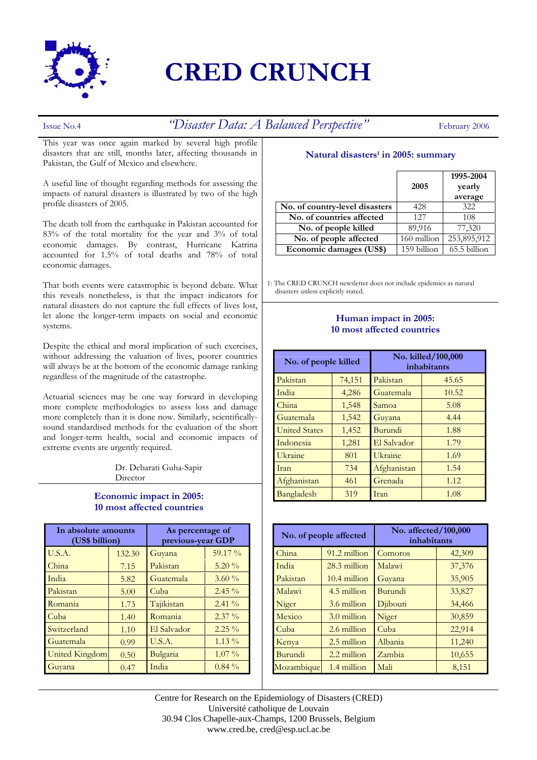# CRED CRUNCH

Issue No.4 — *"Disaster Data: A Balanced Perspective"* — February 2006

This year was once again marked by several high profile disasters that are still, months later, affecting thousands in Pakistan, the Gulf of Mexico and elsewhere.

A useful line of thought regarding methods for assessing the impacts of natural disasters is illustrated by two of the high profile disasters of 2005.

The death toll from the earthquake in Pakistan accounted for 83% of the total mortality for the year and 3% of total economic damages. By contrast, Hurricane Katrina accounted for 1.5% of total deaths and 78% of total economic damages.

That both events were catastrophic is beyond debate. What this reveals nonetheless, is that the impact indicators for natural disasters do not capture the full effects of lives lost, let alone the longer-term impacts on social and economic systems.

Despite the ethical and moral implication of such exercises, without addressing the valuation of lives, poorer countries will always be at the bottom of the economic damage ranking regardless of the magnitude of the catastrophe.

Actuarial sciences may be one way forward in developing more complete methodologies to assess loss and damage more completely than it is done now. Similarly, scientifically-sound standardised methods for the evaluation of the short and longer-term health, social and economic impacts of extreme events are urgently required.

Dr. Debarati Guha-Sapir
Director

### Economic impact in 2005: 10 most affected countries

| In absolute amounts (US$ billion) | | As percentage of previous-year GDP | |
|---|---|---|---|
| U.S.A. | 132.30 | Guyana | 59.17 % |
| China | 7.15 | Pakistan | 5.20 % |
| India | 5.82 | Guatemala | 3.60 % |
| Pakistan | 5.00 | Cuba | 2.45 % |
| Romania | 1.73 | Tajikistan | 2.41 % |
| Cuba | 1.40 | Romania | 2.37 % |
| Switzerland | 1.10 | El Salvador | 2.25 % |
| Guatemala | 0.99 | U.S.A. | 1.13 % |
| United Kingdom | 0.50 | Bulgaria | 1.07 % |
| Guyana | 0.47 | India | 0.84 % |

### Natural disasters[1] in 2005: summary

| | 2005 | 1995-2004 yearly average |
|---|---|---|
| No. of country-level disasters | 428 | 322 |
| No. of countries affected | 127 | 108 |
| No. of people killed | 89,916 | 77,320 |
| No. of people affected | 160 million | 253,895,912 |
| Economic damages (US$) | 159 billion | 65.5 billion |

1: The CRED CRUNCH newsletter does not include epidemics as natural disasters unless explicitly stated.

### Human impact in 2005: 10 most affected countries

| No. of people killed | | No. killed/100,000 inhabitants | |
|---|---|---|---|
| Pakistan | 74,151 | Pakistan | 45.65 |
| India | 4,286 | Guatemala | 10.52 |
| China | 1,548 | Samoa | 5.08 |
| Guatemala | 1,542 | Guyana | 4.44 |
| United States | 1,452 | Burundi | 1.88 |
| Indonesia | 1,281 | El Salvador | 1.79 |
| Ukraine | 801 | Ukraine | 1.69 |
| Iran | 734 | Afghanistan | 1.54 |
| Afghanistan | 461 | Grenada | 1.12 |
| Bangladesh | 319 | Iran | 1.08 |

| No. of people affected | | No. affected/100,000 inhabitants | |
|---|---|---|---|
| China | 91.2 million | Comoros | 42,309 |
| India | 28.3 million | Malawi | 37,376 |
| Pakistan | 10.4 million | Guyana | 35,905 |
| Malawi | 4.5 million | Burundi | 33,827 |
| Niger | 3.6 million | Djibouti | 34,466 |
| Mexico | 3.0 million | Niger | 30,859 |
| Cuba | 2.6 million | Cuba | 22,914 |
| Kenya | 2.5 million | Albania | 11,240 |
| Burundi | 2.2 million | Zambia | 10,655 |
| Mozambique | 1.4 million | Mali | 8,151 |

Centre for Research on the Epidemiology of Disasters (CRED)
Université catholique de Louvain
30.94 Clos Chapelle-aux-Champs, 1200 Brussels, Belgium
www.cred.be, cred@esp.ucl.ac.be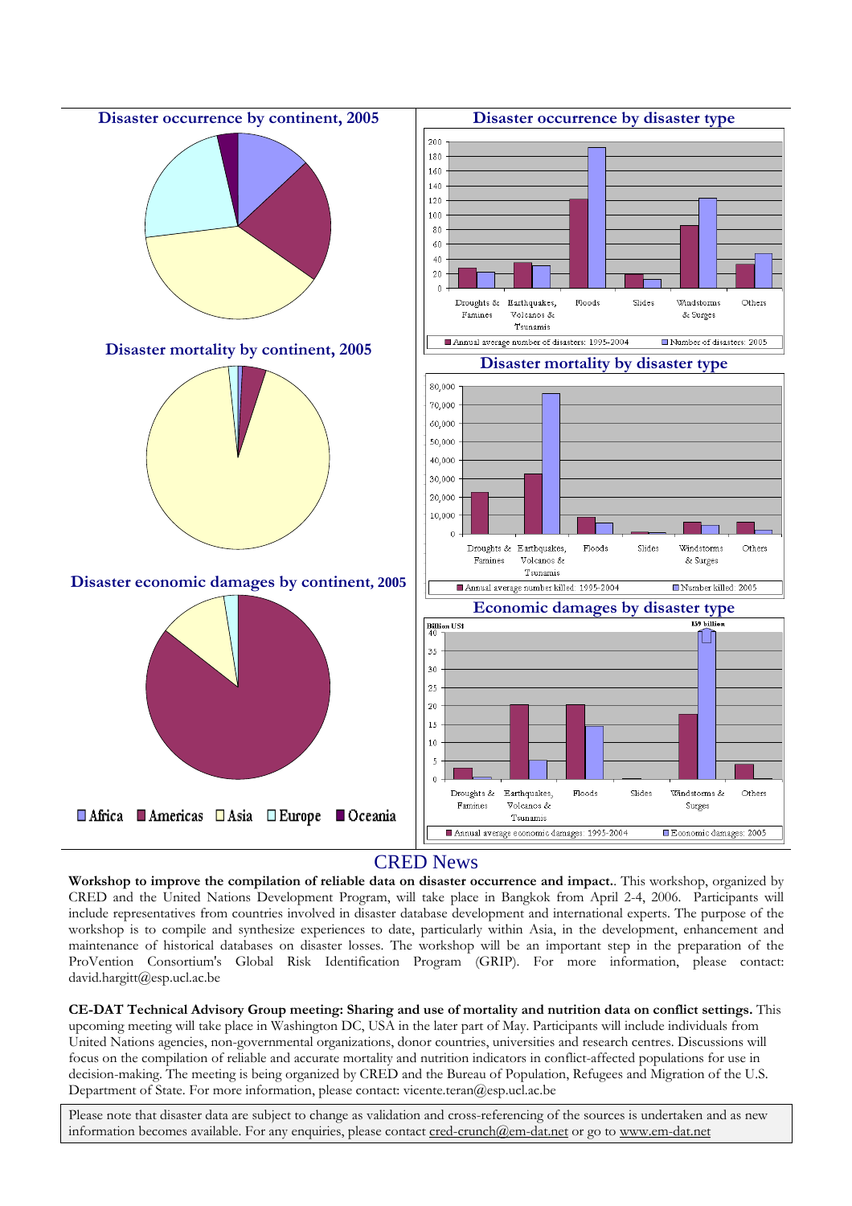**Disaster occurrence by continent, 2005**

**Disaster occurrence by disaster type**

200
180
160
140
120
100
80
60
40
20
0

Droughts & Famines
Earthquakes, Volcanos & Tsunamis
Floods
Slides
Windstorms & Surges
Others

Annual average number of disasters: 1995-2004
Number of disasters: 2005

**Disaster mortality by continent, 2005**

**Disaster mortality by disaster type**

80,000
70,000
60,000
50,000
40,000
30,000
20,000
10,000
0

Droughts & Famines
Earthquakes, Volcanos & Tsunamis
Floods
Slides
Windstorms & Surges
Others

Annual average number killed: 1995-2004
Number killed: 2005

**Disaster economic damages by continent, 2005**

**Economic damages by disaster type**

Billion US$
159 billion

40
35
30
25
20
15
10
5
0

Droughts & Famines
Earthquakes, Volcanos & Tsunamis
Floods
Slides
Windstorms & Surges
Others

Annual average economic damages: 1995-2004
Economic damages: 2005

Africa Americas Asia Europe Oceania

# CRED News

**Workshop to improve the compilation of reliable data on disaster occurrence and impact.**. This workshop, organized by CRED and the United Nations Development Program, will take place in Bangkok from April 2-4, 2006. Participants will include representatives from countries involved in disaster database development and international experts. The purpose of the workshop is to compile and synthesize experiences to date, particularly within Asia, in the development, enhancement and maintenance of historical databases on disaster losses. The workshop will be an important step in the preparation of the ProVention Consortium's Global Risk Identification Program (GRIP). For more information, please contact: david.hargitt@esp.ucl.ac.be

**CE-DAT Technical Advisory Group meeting: Sharing and use of mortality and nutrition data on conflict settings.** This upcoming meeting will take place in Washington DC, USA in the later part of May. Participants will include individuals from United Nations agencies, non-governmental organizations, donor countries, universities and research centres. Discussions will focus on the compilation of reliable and accurate mortality and nutrition indicators in conflict-affected populations for use in decision-making. The meeting is being organized by CRED and the Bureau of Population, Refugees and Migration of the U.S. Department of State. For more information, please contact: vicente.teran@esp.ucl.ac.be

Please note that disaster data are subject to change as validation and cross-referencing of the sources is undertaken and as new information becomes available. For any enquiries, please contact cred-crunch@em-dat.net or go to www.em-dat.net